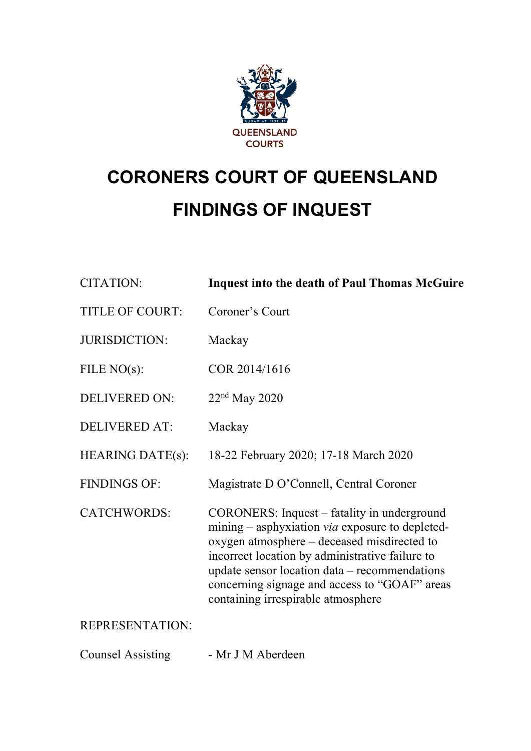QUEENSLAND COURTS

# CORONERS COURT OF QUEENSLAND

# FINDINGS OF INQUEST

| | |
|---|---|
| CITATION: | **Inquest into the death of Paul Thomas McGuire** |
| TITLE OF COURT: | Coroner's Court |
| JURISDICTION: | Mackay |
| FILE NO(s): | COR 2014/1616 |
| DELIVERED ON: | 22nd May 2020 |
| DELIVERED AT: | Mackay |
| HEARING DATE(s): | 18-22 February 2020; 17-18 March 2020 |
| FINDINGS OF: | Magistrate D O'Connell, Central Coroner |
| CATCHWORDS: | CORONERS: Inquest – fatality in underground mining – asphyxiation *via* exposure to depleted-oxygen atmosphere – deceased misdirected to incorrect location by administrative failure to update sensor location data – recommendations concerning signage and access to "GOAF" areas containing irrespirable atmosphere |

REPRESENTATION:

| | |
|---|---|
| Counsel Assisting | - Mr J M Aberdeen |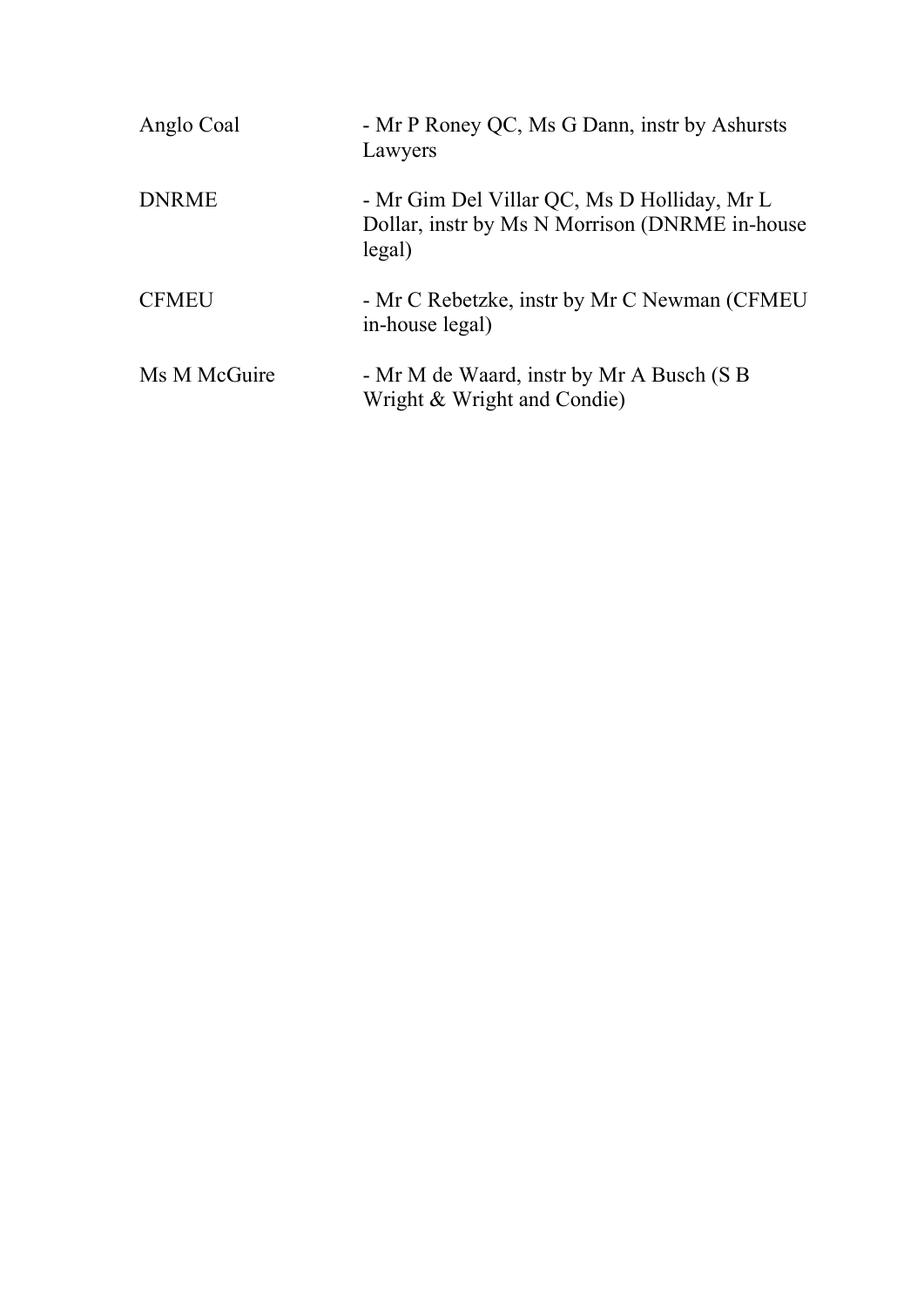| | |
|---|---|
| Anglo Coal | - Mr P Roney QC, Ms G Dann, instr by Ashursts Lawyers |
| DNRME | - Mr Gim Del Villar QC, Ms D Holliday, Mr L Dollar, instr by Ms N Morrison (DNRME in-house legal) |
| CFMEU | - Mr C Rebetzke, instr by Mr C Newman (CFMEU in-house legal) |
| Ms M McGuire | - Mr M de Waard, instr by Mr A Busch (S B Wright & Wright and Condie) |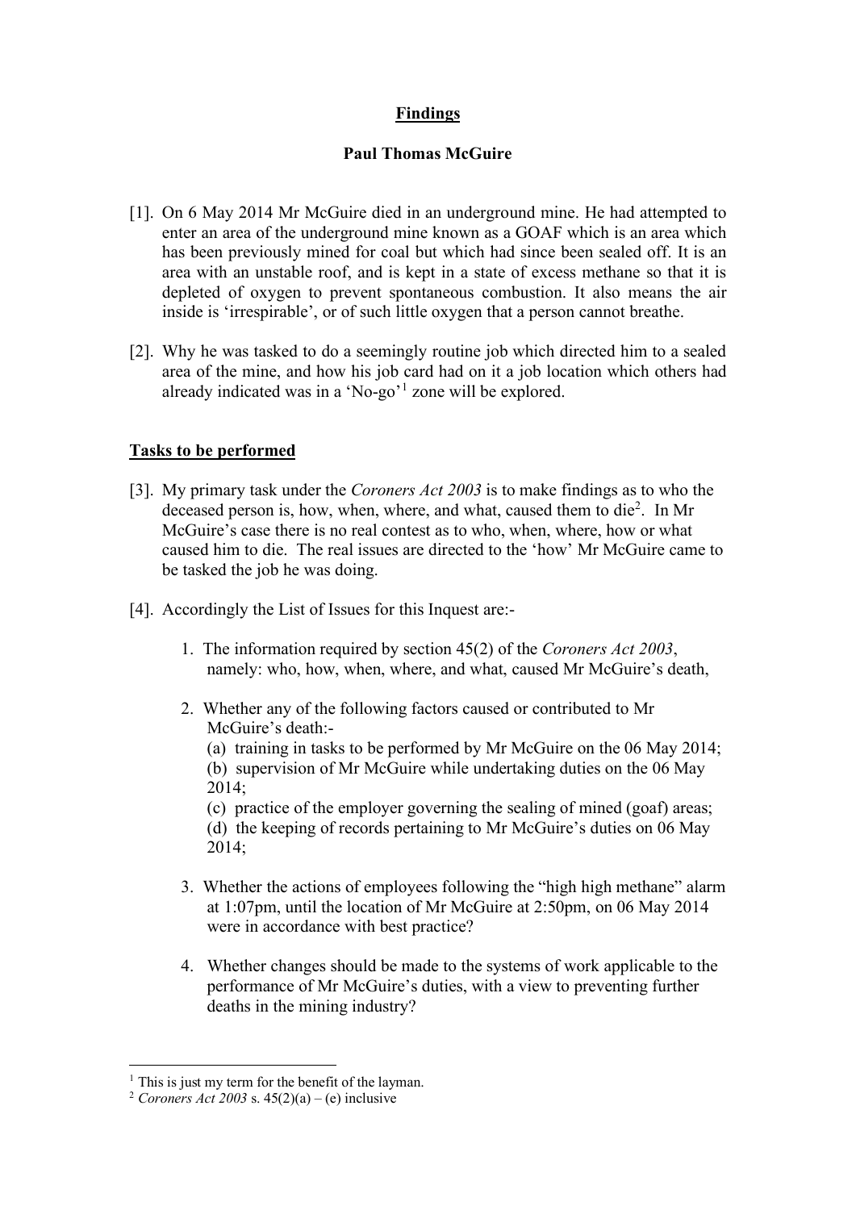# Findings

## Paul Thomas McGuire

[1]. On 6 May 2014 Mr McGuire died in an underground mine. He had attempted to enter an area of the underground mine known as a GOAF which is an area which has been previously mined for coal but which had since been sealed off. It is an area with an unstable roof, and is kept in a state of excess methane so that it is depleted of oxygen to prevent spontaneous combustion. It also means the air inside is 'irrespirable', or of such little oxygen that a person cannot breathe.

[2]. Why he was tasked to do a seemingly routine job which directed him to a sealed area of the mine, and how his job card had on it a job location which others had already indicated was in a 'No-go'[1] zone will be explored.

## Tasks to be performed

[3]. My primary task under the *Coroners Act 2003* is to make findings as to who the deceased person is, how, when, where, and what, caused them to die[2]. In Mr McGuire's case there is no real contest as to who, when, where, how or what caused him to die. The real issues are directed to the 'how' Mr McGuire came to be tasked the job he was doing.

[4]. Accordingly the List of Issues for this Inquest are:-

1. The information required by section 45(2) of the *Coroners Act 2003*, namely: who, how, when, where, and what, caused Mr McGuire's death,
2. Whether any of the following factors caused or contributed to Mr McGuire's death:-
   (a) training in tasks to be performed by Mr McGuire on the 06 May 2014;
   (b) supervision of Mr McGuire while undertaking duties on the 06 May 2014;
   (c) practice of the employer governing the sealing of mined (goaf) areas;
   (d) the keeping of records pertaining to Mr McGuire's duties on 06 May 2014;
3. Whether the actions of employees following the "high high methane" alarm at 1:07pm, until the location of Mr McGuire at 2:50pm, on 06 May 2014 were in accordance with best practice?
4. Whether changes should be made to the systems of work applicable to the performance of Mr McGuire's duties, with a view to preventing further deaths in the mining industry?

---

[1] This is just my term for the benefit of the layman.

[2] *Coroners Act 2003* s. 45(2)(a) – (e) inclusive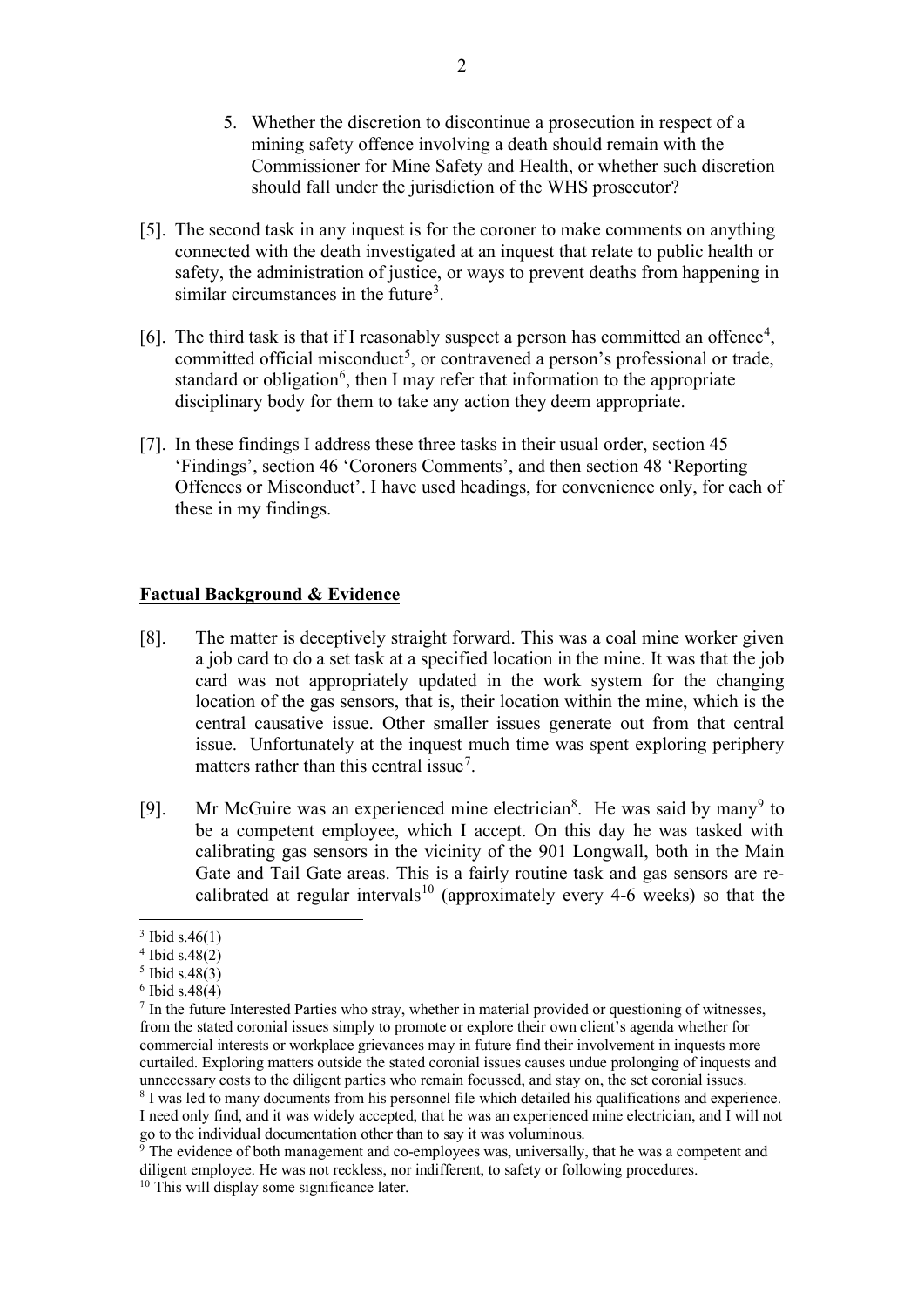5. Whether the discretion to discontinue a prosecution in respect of a mining safety offence involving a death should remain with the Commissioner for Mine Safety and Health, or whether such discretion should fall under the jurisdiction of the WHS prosecutor?

[5]. The second task in any inquest is for the coroner to make comments on anything connected with the death investigated at an inquest that relate to public health or safety, the administration of justice, or ways to prevent deaths from happening in similar circumstances in the future[3].

[6]. The third task is that if I reasonably suspect a person has committed an offence[4], committed official misconduct[5], or contravened a person's professional or trade, standard or obligation[6], then I may refer that information to the appropriate disciplinary body for them to take any action they deem appropriate.

[7]. In these findings I address these three tasks in their usual order, section 45 'Findings', section 46 'Coroners Comments', and then section 48 'Reporting Offences or Misconduct'. I have used headings, for convenience only, for each of these in my findings.

## Factual Background & Evidence

[8]. The matter is deceptively straight forward. This was a coal mine worker given a job card to do a set task at a specified location in the mine. It was that the job card was not appropriately updated in the work system for the changing location of the gas sensors, that is, their location within the mine, which is the central causative issue. Other smaller issues generate out from that central issue. Unfortunately at the inquest much time was spent exploring periphery matters rather than this central issue[7].

[9]. Mr McGuire was an experienced mine electrician[8]. He was said by many[9] to be a competent employee, which I accept. On this day he was tasked with calibrating gas sensors in the vicinity of the 901 Longwall, both in the Main Gate and Tail Gate areas. This is a fairly routine task and gas sensors are re-calibrated at regular intervals[10] (approximately every 4-6 weeks) so that the

---

[3] Ibid s.46(1)

[4] Ibid s.48(2)

[5] Ibid s.48(3)

[6] Ibid s.48(4)

[7] In the future Interested Parties who stray, whether in material provided or questioning of witnesses, from the stated coronial issues simply to promote or explore their own client's agenda whether for commercial interests or workplace grievances may in future find their involvement in inquests more curtailed. Exploring matters outside the stated coronial issues causes undue prolonging of inquests and unnecessary costs to the diligent parties who remain focussed, and stay on, the set coronial issues.

[8] I was led to many documents from his personnel file which detailed his qualifications and experience. I need only find, and it was widely accepted, that he was an experienced mine electrician, and I will not go to the individual documentation other than to say it was voluminous.

[9] The evidence of both management and co-employees was, universally, that he was a competent and diligent employee. He was not reckless, nor indifferent, to safety or following procedures.

[10] This will display some significance later.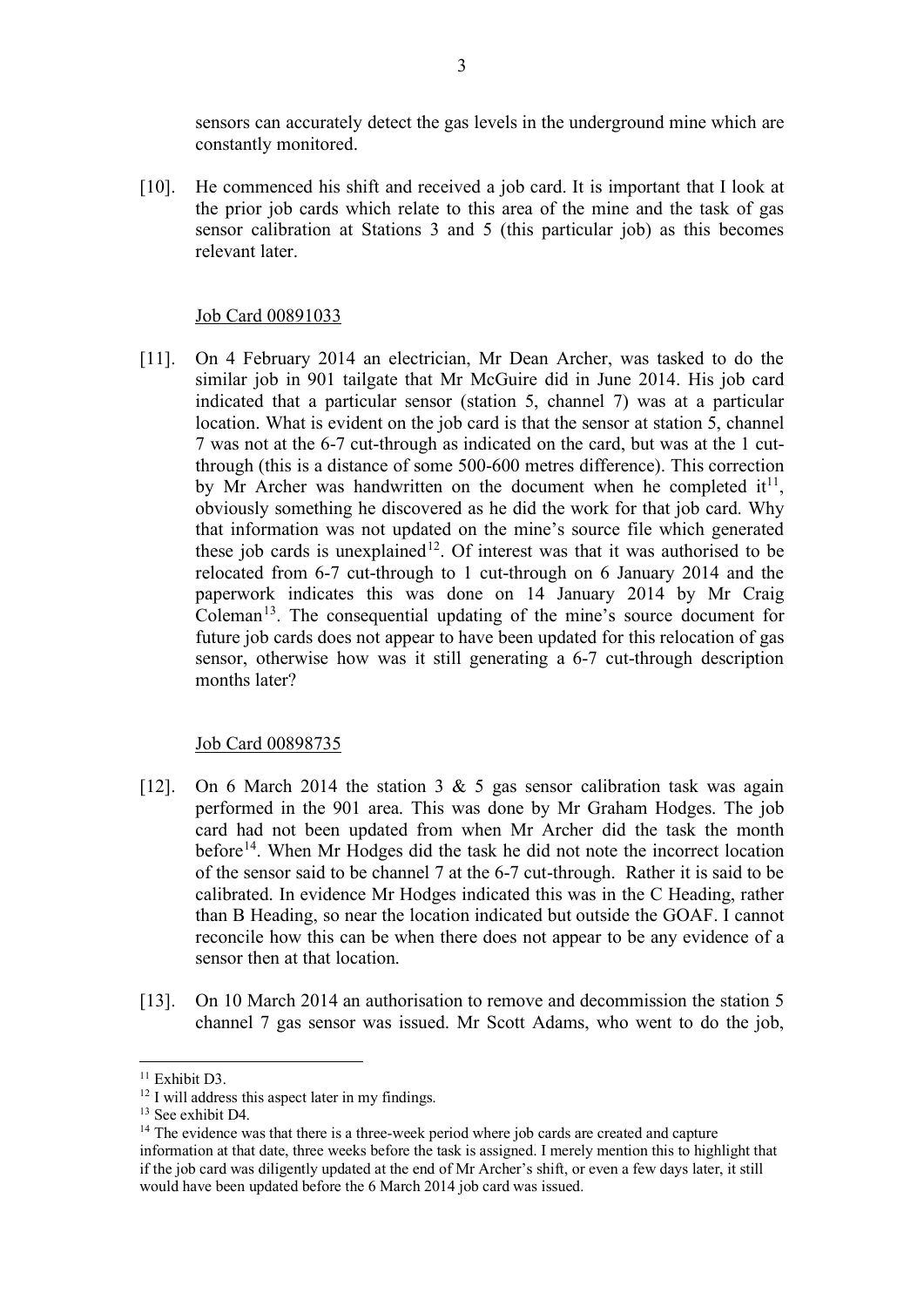sensors can accurately detect the gas levels in the underground mine which are constantly monitored.

[10]. He commenced his shift and received a job card. It is important that I look at the prior job cards which relate to this area of the mine and the task of gas sensor calibration at Stations 3 and 5 (this particular job) as this becomes relevant later.

Job Card 00891033

[11]. On 4 February 2014 an electrician, Mr Dean Archer, was tasked to do the similar job in 901 tailgate that Mr McGuire did in June 2014. His job card indicated that a particular sensor (station 5, channel 7) was at a particular location. What is evident on the job card is that the sensor at station 5, channel 7 was not at the 6-7 cut-through as indicated on the card, but was at the 1 cut-through (this is a distance of some 500-600 metres difference). This correction by Mr Archer was handwritten on the document when he completed it[11], obviously something he discovered as he did the work for that job card. Why that information was not updated on the mine's source file which generated these job cards is unexplained[12]. Of interest was that it was authorised to be relocated from 6-7 cut-through to 1 cut-through on 6 January 2014 and the paperwork indicates this was done on 14 January 2014 by Mr Craig Coleman[13]. The consequential updating of the mine's source document for future job cards does not appear to have been updated for this relocation of gas sensor, otherwise how was it still generating a 6-7 cut-through description months later?

Job Card 00898735

[12]. On 6 March 2014 the station 3 & 5 gas sensor calibration task was again performed in the 901 area. This was done by Mr Graham Hodges. The job card had not been updated from when Mr Archer did the task the month before[14]. When Mr Hodges did the task he did not note the incorrect location of the sensor said to be channel 7 at the 6-7 cut-through. Rather it is said to be calibrated. In evidence Mr Hodges indicated this was in the C Heading, rather than B Heading, so near the location indicated but outside the GOAF. I cannot reconcile how this can be when there does not appear to be any evidence of a sensor then at that location.

[13]. On 10 March 2014 an authorisation to remove and decommission the station 5 channel 7 gas sensor was issued. Mr Scott Adams, who went to do the job,

---

[11] Exhibit D3.

[12] I will address this aspect later in my findings.

[13] See exhibit D4.

[14] The evidence was that there is a three-week period where job cards are created and capture information at that date, three weeks before the task is assigned. I merely mention this to highlight that if the job card was diligently updated at the end of Mr Archer's shift, or even a few days later, it still would have been updated before the 6 March 2014 job card was issued.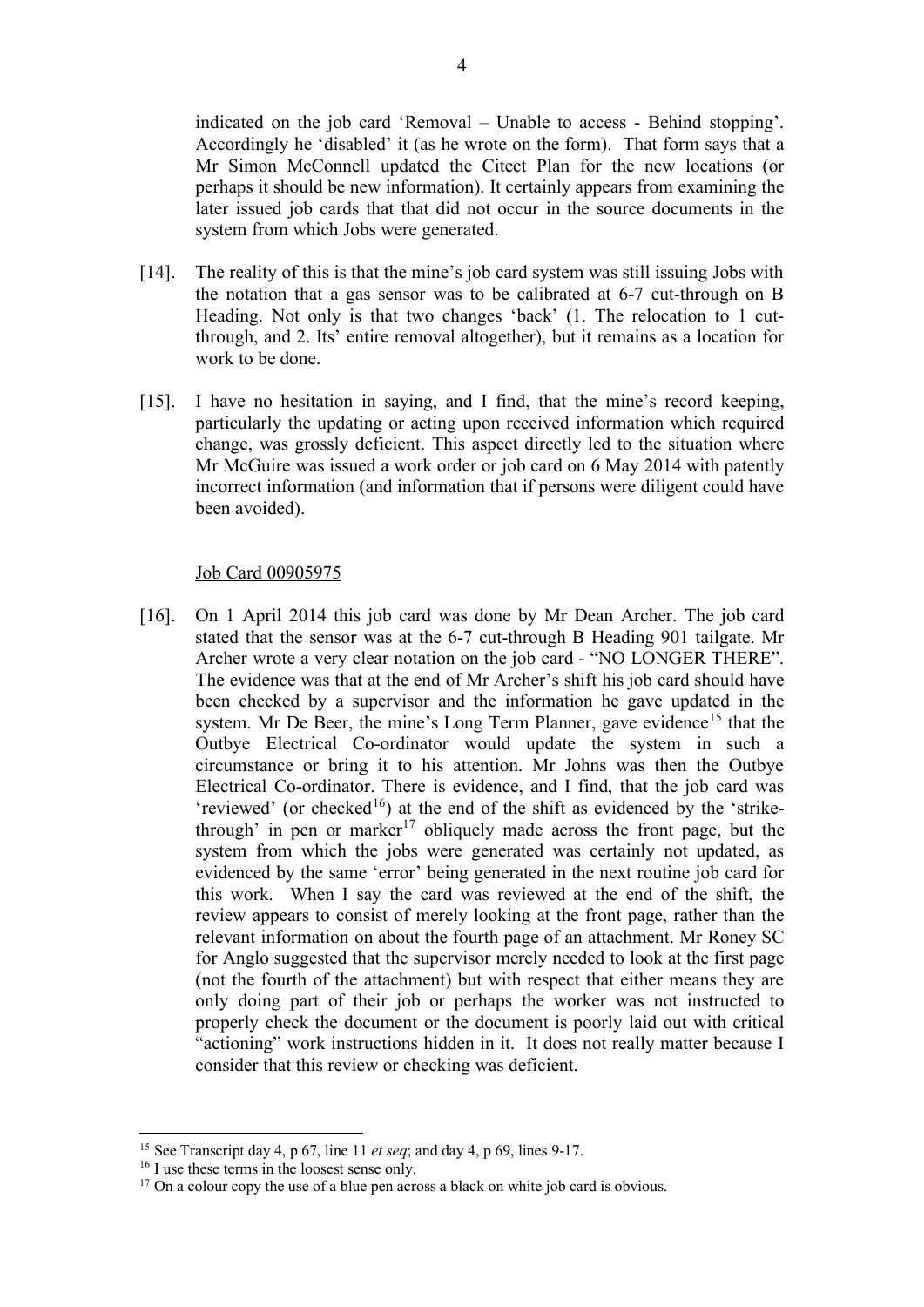indicated on the job card 'Removal – Unable to access - Behind stopping'. Accordingly he 'disabled' it (as he wrote on the form). That form says that a Mr Simon McConnell updated the Citect Plan for the new locations (or perhaps it should be new information). It certainly appears from examining the later issued job cards that that did not occur in the source documents in the system from which Jobs were generated.

[14]. The reality of this is that the mine's job card system was still issuing Jobs with the notation that a gas sensor was to be calibrated at 6-7 cut-through on B Heading. Not only is that two changes 'back' (1. The relocation to 1 cut-through, and 2. Its' entire removal altogether), but it remains as a location for work to be done.

[15]. I have no hesitation in saying, and I find, that the mine's record keeping, particularly the updating or acting upon received information which required change, was grossly deficient. This aspect directly led to the situation where Mr McGuire was issued a work order or job card on 6 May 2014 with patently incorrect information (and information that if persons were diligent could have been avoided).

Job Card 00905975

[16]. On 1 April 2014 this job card was done by Mr Dean Archer. The job card stated that the sensor was at the 6-7 cut-through B Heading 901 tailgate. Mr Archer wrote a very clear notation on the job card - "NO LONGER THERE". The evidence was that at the end of Mr Archer's shift his job card should have been checked by a supervisor and the information he gave updated in the system. Mr De Beer, the mine's Long Term Planner, gave evidence[15] that the Outbye Electrical Co-ordinator would update the system in such a circumstance or bring it to his attention. Mr Johns was then the Outbye Electrical Co-ordinator. There is evidence, and I find, that the job card was 'reviewed' (or checked[16]) at the end of the shift as evidenced by the 'strike-through' in pen or marker[17] obliquely made across the front page, but the system from which the jobs were generated was certainly not updated, as evidenced by the same 'error' being generated in the next routine job card for this work. When I say the card was reviewed at the end of the shift, the review appears to consist of merely looking at the front page, rather than the relevant information on about the fourth page of an attachment. Mr Roney SC for Anglo suggested that the supervisor merely needed to look at the first page (not the fourth of the attachment) but with respect that either means they are only doing part of their job or perhaps the worker was not instructed to properly check the document or the document is poorly laid out with critical "actioning" work instructions hidden in it. It does not really matter because I consider that this review or checking was deficient.

---

[15] See Transcript day 4, p 67, line 11 *et seq*; and day 4, p 69, lines 9-17.

[16] I use these terms in the loosest sense only.

[17] On a colour copy the use of a blue pen across a black on white job card is obvious.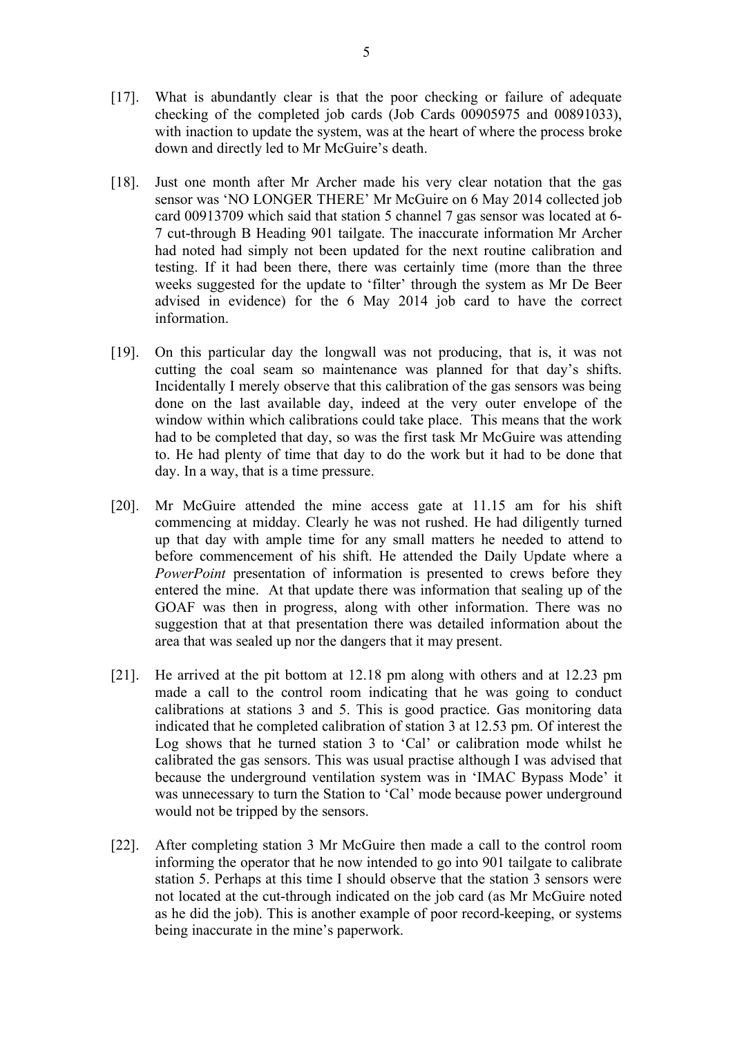[17]. What is abundantly clear is that the poor checking or failure of adequate checking of the completed job cards (Job Cards 00905975 and 00891033), with inaction to update the system, was at the heart of where the process broke down and directly led to Mr McGuire's death.

[18]. Just one month after Mr Archer made his very clear notation that the gas sensor was 'NO LONGER THERE' Mr McGuire on 6 May 2014 collected job card 00913709 which said that station 5 channel 7 gas sensor was located at 6-7 cut-through B Heading 901 tailgate. The inaccurate information Mr Archer had noted had simply not been updated for the next routine calibration and testing. If it had been there, there was certainly time (more than the three weeks suggested for the update to 'filter' through the system as Mr De Beer advised in evidence) for the 6 May 2014 job card to have the correct information.

[19]. On this particular day the longwall was not producing, that is, it was not cutting the coal seam so maintenance was planned for that day's shifts. Incidentally I merely observe that this calibration of the gas sensors was being done on the last available day, indeed at the very outer envelope of the window within which calibrations could take place. This means that the work had to be completed that day, so was the first task Mr McGuire was attending to. He had plenty of time that day to do the work but it had to be done that day. In a way, that is a time pressure.

[20]. Mr McGuire attended the mine access gate at 11.15 am for his shift commencing at midday. Clearly he was not rushed. He had diligently turned up that day with ample time for any small matters he needed to attend to before commencement of his shift. He attended the Daily Update where a *PowerPoint* presentation of information is presented to crews before they entered the mine. At that update there was information that sealing up of the GOAF was then in progress, along with other information. There was no suggestion that at that presentation there was detailed information about the area that was sealed up nor the dangers that it may present.

[21]. He arrived at the pit bottom at 12.18 pm along with others and at 12.23 pm made a call to the control room indicating that he was going to conduct calibrations at stations 3 and 5. This is good practice. Gas monitoring data indicated that he completed calibration of station 3 at 12.53 pm. Of interest the Log shows that he turned station 3 to 'Cal' or calibration mode whilst he calibrated the gas sensors. This was usual practise although I was advised that because the underground ventilation system was in 'IMAC Bypass Mode' it was unnecessary to turn the Station to 'Cal' mode because power underground would not be tripped by the sensors.

[22]. After completing station 3 Mr McGuire then made a call to the control room informing the operator that he now intended to go into 901 tailgate to calibrate station 5. Perhaps at this time I should observe that the station 3 sensors were not located at the cut-through indicated on the job card (as Mr McGuire noted as he did the job). This is another example of poor record-keeping, or systems being inaccurate in the mine's paperwork.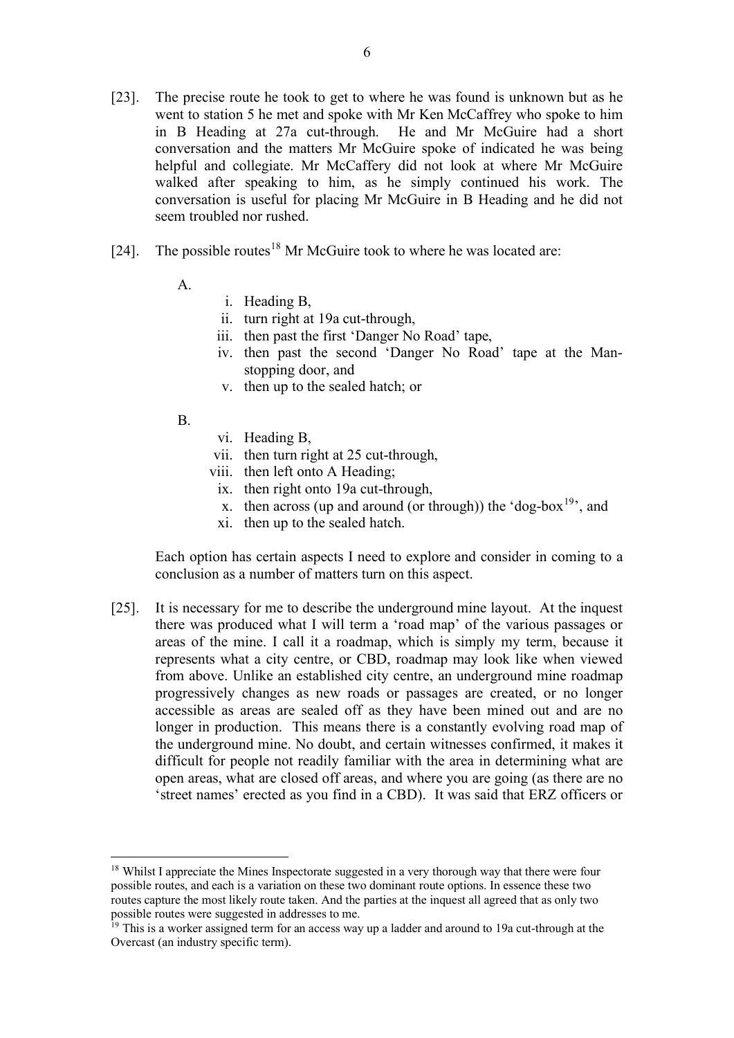[23]. The precise route he took to get to where he was found is unknown but as he went to station 5 he met and spoke with Mr Ken McCaffrey who spoke to him in B Heading at 27a cut-through. He and Mr McGuire had a short conversation and the matters Mr McGuire spoke of indicated he was being helpful and collegiate. Mr McCaffery did not look at where Mr McGuire walked after speaking to him, as he simply continued his work. The conversation is useful for placing Mr McGuire in B Heading and he did not seem troubled nor rushed.

[24]. The possible routes[18] Mr McGuire took to where he was located are:

A.

i. Heading B,
ii. turn right at 19a cut-through,
iii. then past the first 'Danger No Road' tape,
iv. then past the second 'Danger No Road' tape at the Man-stopping door, and
v. then up to the sealed hatch; or

B.

vi. Heading B,
vii. then turn right at 25 cut-through,
viii. then left onto A Heading;
ix. then right onto 19a cut-through,
x. then across (up and around (or through)) the 'dog-box[19]', and
xi. then up to the sealed hatch.

Each option has certain aspects I need to explore and consider in coming to a conclusion as a number of matters turn on this aspect.

[25]. It is necessary for me to describe the underground mine layout. At the inquest there was produced what I will term a 'road map' of the various passages or areas of the mine. I call it a roadmap, which is simply my term, because it represents what a city centre, or CBD, roadmap may look like when viewed from above. Unlike an established city centre, an underground mine roadmap progressively changes as new roads or passages are created, or no longer accessible as areas are sealed off as they have been mined out and are no longer in production. This means there is a constantly evolving road map of the underground mine. No doubt, and certain witnesses confirmed, it makes it difficult for people not readily familiar with the area in determining what are open areas, what are closed off areas, and where you are going (as there are no 'street names' erected as you find in a CBD). It was said that ERZ officers or

---

[18] Whilst I appreciate the Mines Inspectorate suggested in a very thorough way that there were four possible routes, and each is a variation on these two dominant route options. In essence these two routes capture the most likely route taken. And the parties at the inquest all agreed that as only two possible routes were suggested in addresses to me.

[19] This is a worker assigned term for an access way up a ladder and around to 19a cut-through at the Overcast (an industry specific term).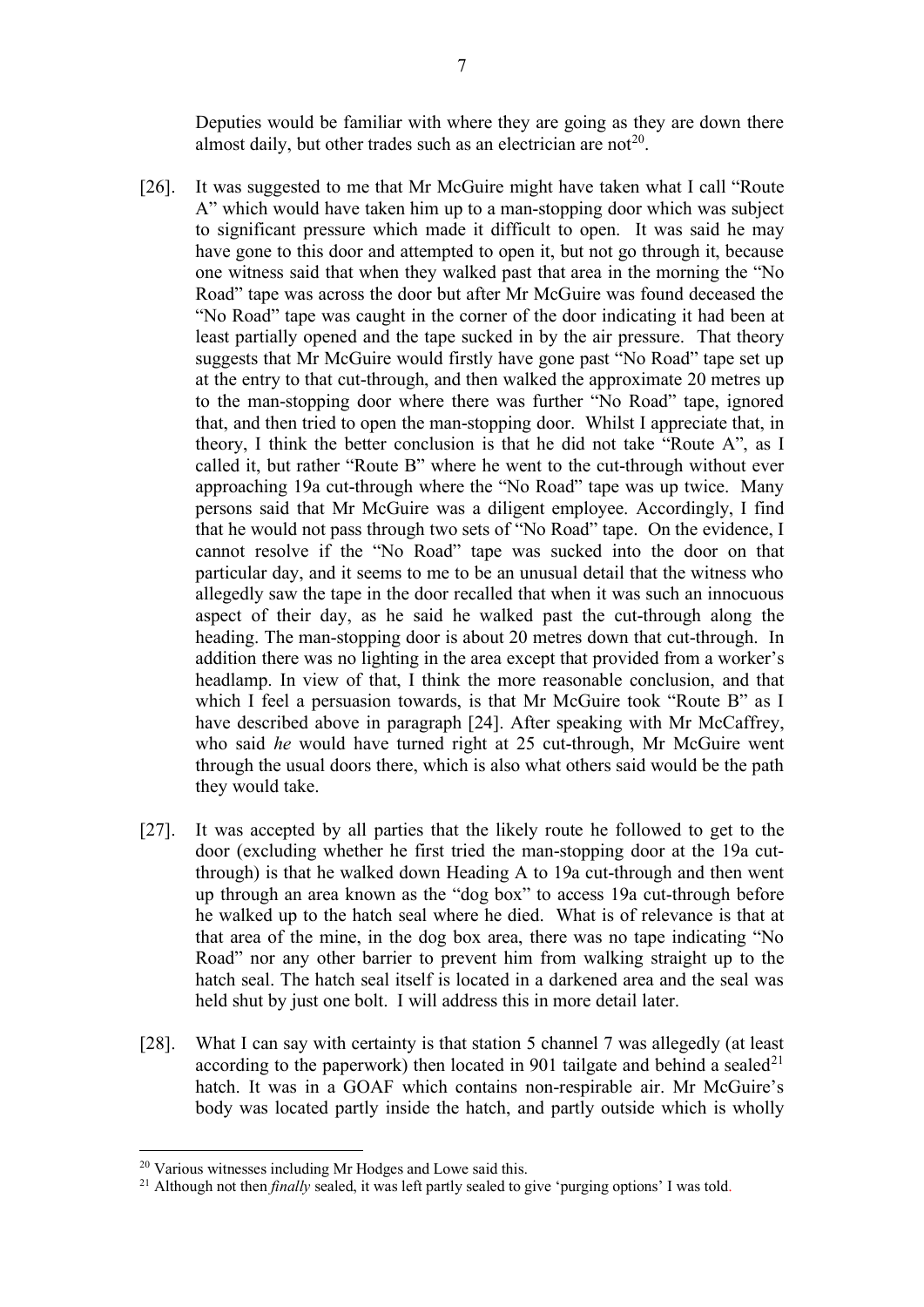Deputies would be familiar with where they are going as they are down there almost daily, but other trades such as an electrician are not[20].

[26]. It was suggested to me that Mr McGuire might have taken what I call "Route A" which would have taken him up to a man-stopping door which was subject to significant pressure which made it difficult to open. It was said he may have gone to this door and attempted to open it, but not go through it, because one witness said that when they walked past that area in the morning the "No Road" tape was across the door but after Mr McGuire was found deceased the "No Road" tape was caught in the corner of the door indicating it had been at least partially opened and the tape sucked in by the air pressure. That theory suggests that Mr McGuire would firstly have gone past "No Road" tape set up at the entry to that cut-through, and then walked the approximate 20 metres up to the man-stopping door where there was further "No Road" tape, ignored that, and then tried to open the man-stopping door. Whilst I appreciate that, in theory, I think the better conclusion is that he did not take "Route A", as I called it, but rather "Route B" where he went to the cut-through without ever approaching 19a cut-through where the "No Road" tape was up twice. Many persons said that Mr McGuire was a diligent employee. Accordingly, I find that he would not pass through two sets of "No Road" tape. On the evidence, I cannot resolve if the "No Road" tape was sucked into the door on that particular day, and it seems to me to be an unusual detail that the witness who allegedly saw the tape in the door recalled that when it was such an innocuous aspect of their day, as he said he walked past the cut-through along the heading. The man-stopping door is about 20 metres down that cut-through. In addition there was no lighting in the area except that provided from a worker's headlamp. In view of that, I think the more reasonable conclusion, and that which I feel a persuasion towards, is that Mr McGuire took "Route B" as I have described above in paragraph [24]. After speaking with Mr McCaffrey, who said *he* would have turned right at 25 cut-through, Mr McGuire went through the usual doors there, which is also what others said would be the path they would take.

[27]. It was accepted by all parties that the likely route he followed to get to the door (excluding whether he first tried the man-stopping door at the 19a cut-through) is that he walked down Heading A to 19a cut-through and then went up through an area known as the "dog box" to access 19a cut-through before he walked up to the hatch seal where he died. What is of relevance is that at that area of the mine, in the dog box area, there was no tape indicating "No Road" nor any other barrier to prevent him from walking straight up to the hatch seal. The hatch seal itself is located in a darkened area and the seal was held shut by just one bolt. I will address this in more detail later.

[28]. What I can say with certainty is that station 5 channel 7 was allegedly (at least according to the paperwork) then located in 901 tailgate and behind a sealed[21] hatch. It was in a GOAF which contains non-respirable air. Mr McGuire's body was located partly inside the hatch, and partly outside which is wholly

---

[20] Various witnesses including Mr Hodges and Lowe said this.

[21] Although not then *finally* sealed, it was left partly sealed to give 'purging options' I was told.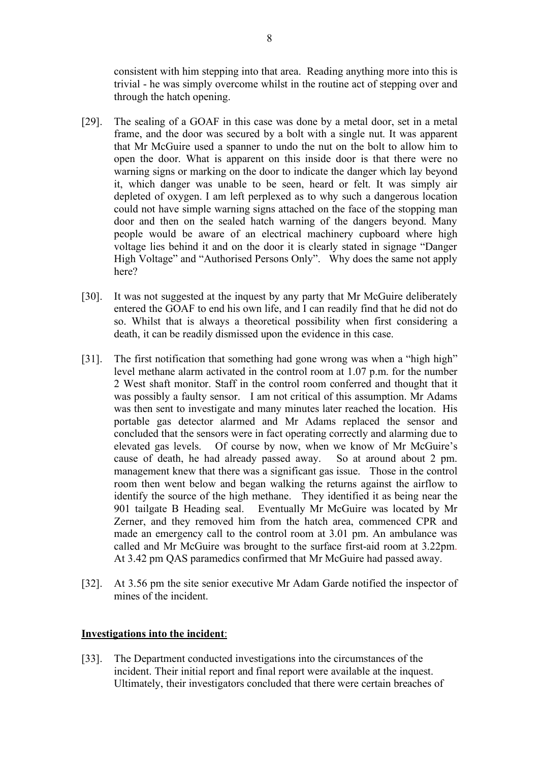consistent with him stepping into that area. Reading anything more into this is trivial - he was simply overcome whilst in the routine act of stepping over and through the hatch opening.

[29]. The sealing of a GOAF in this case was done by a metal door, set in a metal frame, and the door was secured by a bolt with a single nut. It was apparent that Mr McGuire used a spanner to undo the nut on the bolt to allow him to open the door. What is apparent on this inside door is that there were no warning signs or marking on the door to indicate the danger which lay beyond it, which danger was unable to be seen, heard or felt. It was simply air depleted of oxygen. I am left perplexed as to why such a dangerous location could not have simple warning signs attached on the face of the stopping man door and then on the sealed hatch warning of the dangers beyond. Many people would be aware of an electrical machinery cupboard where high voltage lies behind it and on the door it is clearly stated in signage "Danger High Voltage" and "Authorised Persons Only". Why does the same not apply here?

[30]. It was not suggested at the inquest by any party that Mr McGuire deliberately entered the GOAF to end his own life, and I can readily find that he did not do so. Whilst that is always a theoretical possibility when first considering a death, it can be readily dismissed upon the evidence in this case.

[31]. The first notification that something had gone wrong was when a "high high" level methane alarm activated in the control room at 1.07 p.m. for the number 2 West shaft monitor. Staff in the control room conferred and thought that it was possibly a faulty sensor. I am not critical of this assumption. Mr Adams was then sent to investigate and many minutes later reached the location. His portable gas detector alarmed and Mr Adams replaced the sensor and concluded that the sensors were in fact operating correctly and alarming due to elevated gas levels. Of course by now, when we know of Mr McGuire's cause of death, he had already passed away. So at around about 2 pm. management knew that there was a significant gas issue. Those in the control room then went below and began walking the returns against the airflow to identify the source of the high methane. They identified it as being near the 901 tailgate B Heading seal. Eventually Mr McGuire was located by Mr Zerner, and they removed him from the hatch area, commenced CPR and made an emergency call to the control room at 3.01 pm. An ambulance was called and Mr McGuire was brought to the surface first-aid room at 3.22pm. At 3.42 pm QAS paramedics confirmed that Mr McGuire had passed away.

[32]. At 3.56 pm the site senior executive Mr Adam Garde notified the inspector of mines of the incident.

**Investigations into the incident**:

[33]. The Department conducted investigations into the circumstances of the incident. Their initial report and final report were available at the inquest. Ultimately, their investigators concluded that there were certain breaches of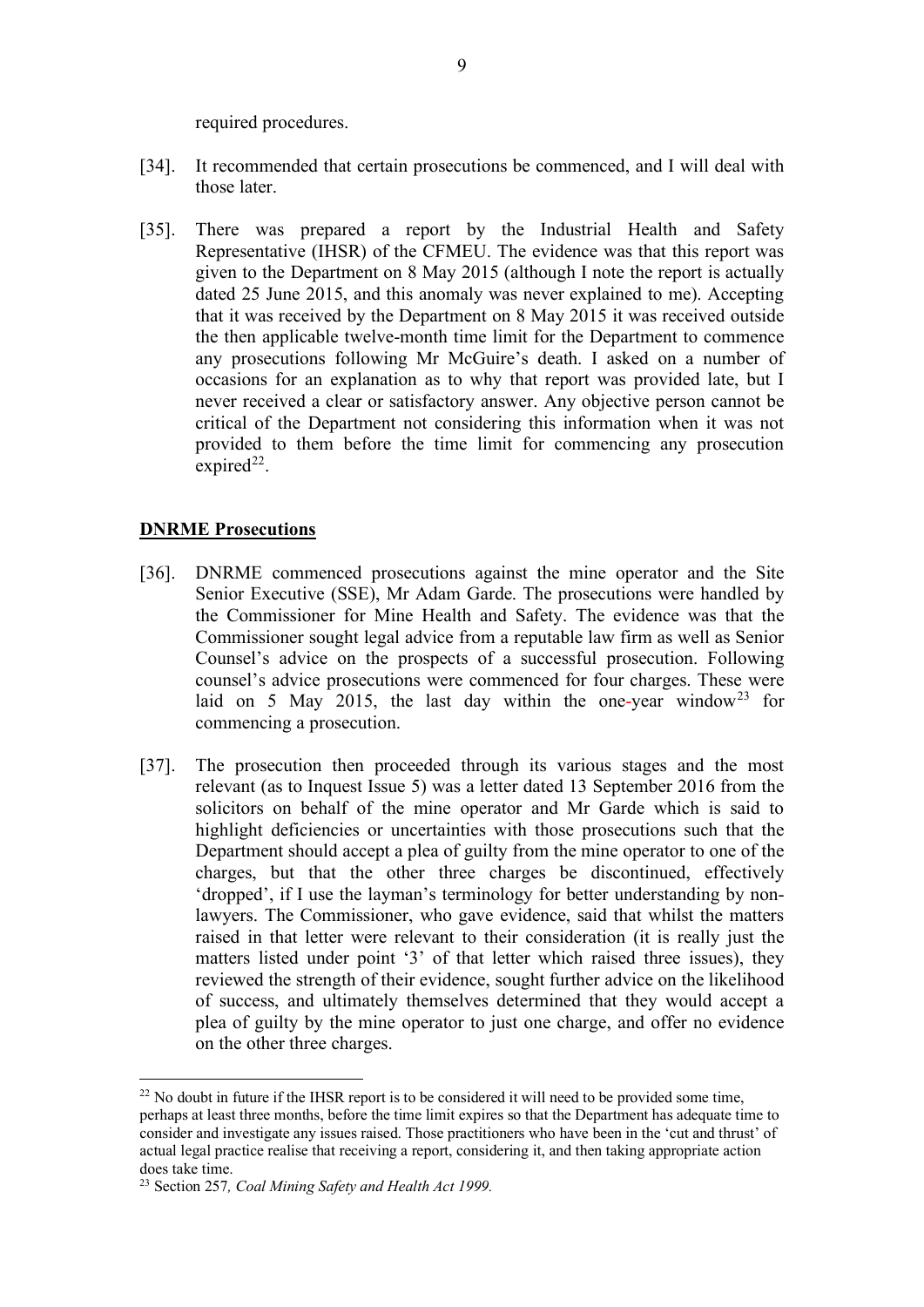required procedures.

[34]. It recommended that certain prosecutions be commenced, and I will deal with those later.

[35]. There was prepared a report by the Industrial Health and Safety Representative (IHSR) of the CFMEU. The evidence was that this report was given to the Department on 8 May 2015 (although I note the report is actually dated 25 June 2015, and this anomaly was never explained to me). Accepting that it was received by the Department on 8 May 2015 it was received outside the then applicable twelve-month time limit for the Department to commence any prosecutions following Mr McGuire's death. I asked on a number of occasions for an explanation as to why that report was provided late, but I never received a clear or satisfactory answer. Any objective person cannot be critical of the Department not considering this information when it was not provided to them before the time limit for commencing any prosecution expired[22].

## DNRME Prosecutions

[36]. DNRME commenced prosecutions against the mine operator and the Site Senior Executive (SSE), Mr Adam Garde. The prosecutions were handled by the Commissioner for Mine Health and Safety. The evidence was that the Commissioner sought legal advice from a reputable law firm as well as Senior Counsel's advice on the prospects of a successful prosecution. Following counsel's advice prosecutions were commenced for four charges. These were laid on 5 May 2015, the last day within the one-year window[23] for commencing a prosecution.

[37]. The prosecution then proceeded through its various stages and the most relevant (as to Inquest Issue 5) was a letter dated 13 September 2016 from the solicitors on behalf of the mine operator and Mr Garde which is said to highlight deficiencies or uncertainties with those prosecutions such that the Department should accept a plea of guilty from the mine operator to one of the charges, but that the other three charges be discontinued, effectively 'dropped', if I use the layman's terminology for better understanding by non-lawyers. The Commissioner, who gave evidence, said that whilst the matters raised in that letter were relevant to their consideration (it is really just the matters listed under point '3' of that letter which raised three issues), they reviewed the strength of their evidence, sought further advice on the likelihood of success, and ultimately themselves determined that they would accept a plea of guilty by the mine operator to just one charge, and offer no evidence on the other three charges.

---

[22] No doubt in future if the IHSR report is to be considered it will need to be provided some time, perhaps at least three months, before the time limit expires so that the Department has adequate time to consider and investigate any issues raised. Those practitioners who have been in the 'cut and thrust' of actual legal practice realise that receiving a report, considering it, and then taking appropriate action does take time.

[23] Section 257*, Coal Mining Safety and Health Act 1999.*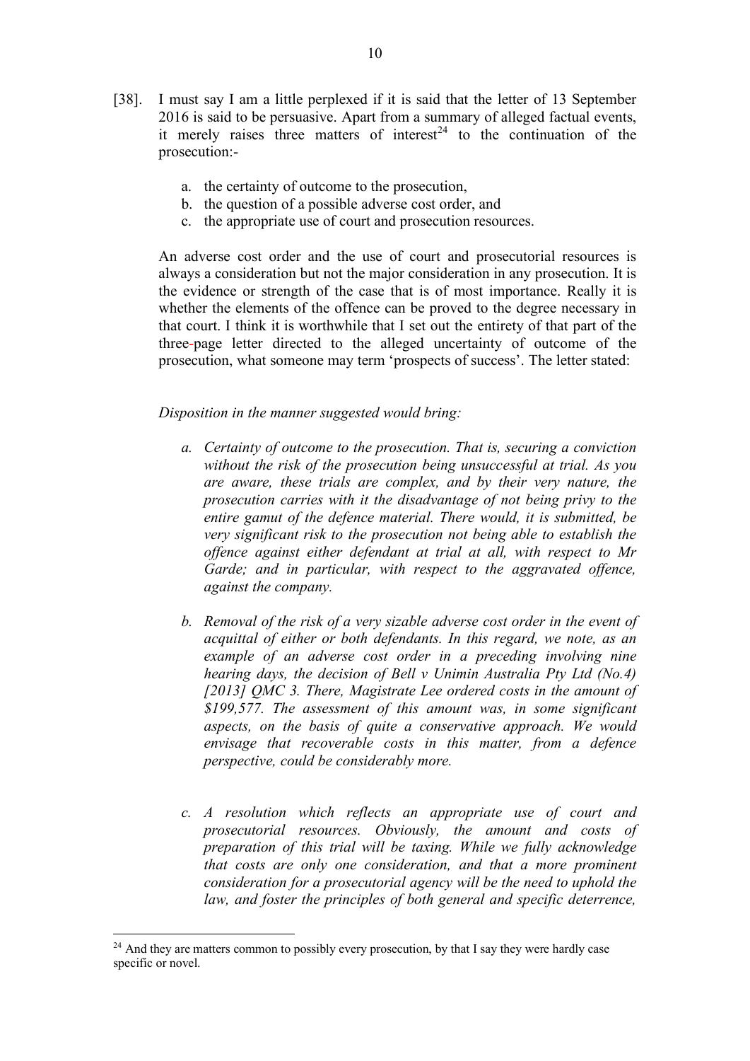[38]. I must say I am a little perplexed if it is said that the letter of 13 September 2016 is said to be persuasive. Apart from a summary of alleged factual events, it merely raises three matters of interest[24] to the continuation of the prosecution:-

a. the certainty of outcome to the prosecution,
b. the question of a possible adverse cost order, and
c. the appropriate use of court and prosecution resources.

An adverse cost order and the use of court and prosecutorial resources is always a consideration but not the major consideration in any prosecution. It is the evidence or strength of the case that is of most importance. Really it is whether the elements of the offence can be proved to the degree necessary in that court. I think it is worthwhile that I set out the entirety of that part of the three-page letter directed to the alleged uncertainty of outcome of the prosecution, what someone may term 'prospects of success'. The letter stated:

*Disposition in the manner suggested would bring:*

*a. Certainty of outcome to the prosecution. That is, securing a conviction without the risk of the prosecution being unsuccessful at trial. As you are aware, these trials are complex, and by their very nature, the prosecution carries with it the disadvantage of not being privy to the entire gamut of the defence material. There would, it is submitted, be very significant risk to the prosecution not being able to establish the offence against either defendant at trial at all, with respect to Mr Garde; and in particular, with respect to the aggravated offence, against the company.*

*b. Removal of the risk of a very sizable adverse cost order in the event of acquittal of either or both defendants. In this regard, we note, as an example of an adverse cost order in a preceding involving nine hearing days, the decision of Bell v Unimin Australia Pty Ltd (No.4) [2013] QMC 3. There, Magistrate Lee ordered costs in the amount of $199,577. The assessment of this amount was, in some significant aspects, on the basis of quite a conservative approach. We would envisage that recoverable costs in this matter, from a defence perspective, could be considerably more.*

*c. A resolution which reflects an appropriate use of court and prosecutorial resources. Obviously, the amount and costs of preparation of this trial will be taxing. While we fully acknowledge that costs are only one consideration, and that a more prominent consideration for a prosecutorial agency will be the need to uphold the law, and foster the principles of both general and specific deterrence,*

---

[24] And they are matters common to possibly every prosecution, by that I say they were hardly case specific or novel.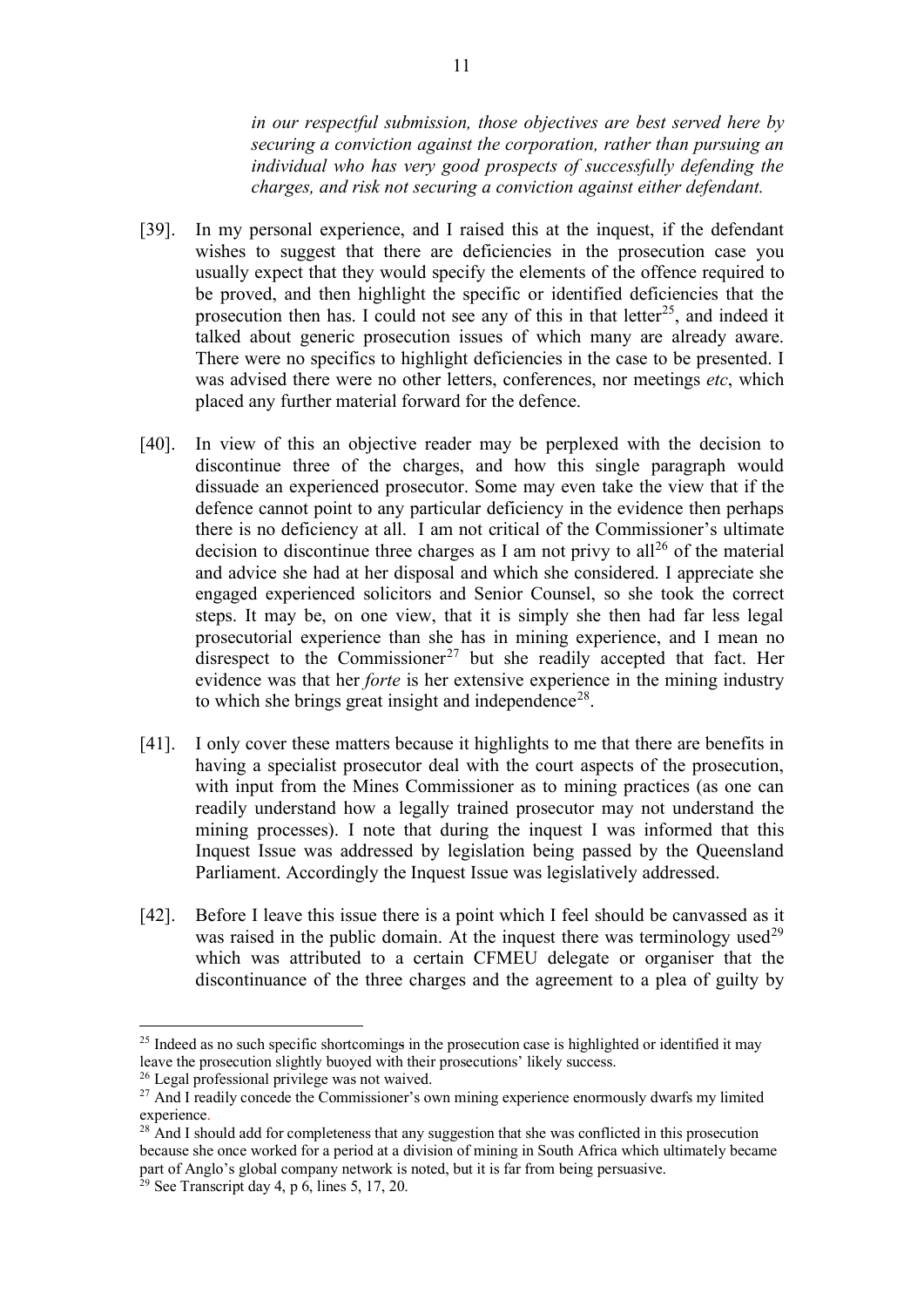*in our respectful submission, those objectives are best served here by securing a conviction against the corporation, rather than pursuing an individual who has very good prospects of successfully defending the charges, and risk not securing a conviction against either defendant.*

[39]. In my personal experience, and I raised this at the inquest, if the defendant wishes to suggest that there are deficiencies in the prosecution case you usually expect that they would specify the elements of the offence required to be proved, and then highlight the specific or identified deficiencies that the prosecution then has. I could not see any of this in that letter[25], and indeed it talked about generic prosecution issues of which many are already aware. There were no specifics to highlight deficiencies in the case to be presented. I was advised there were no other letters, conferences, nor meetings *etc*, which placed any further material forward for the defence.

[40]. In view of this an objective reader may be perplexed with the decision to discontinue three of the charges, and how this single paragraph would dissuade an experienced prosecutor. Some may even take the view that if the defence cannot point to any particular deficiency in the evidence then perhaps there is no deficiency at all. I am not critical of the Commissioner's ultimate decision to discontinue three charges as I am not privy to all[26] of the material and advice she had at her disposal and which she considered. I appreciate she engaged experienced solicitors and Senior Counsel, so she took the correct steps. It may be, on one view, that it is simply she then had far less legal prosecutorial experience than she has in mining experience, and I mean no disrespect to the Commissioner[27] but she readily accepted that fact. Her evidence was that her *forte* is her extensive experience in the mining industry to which she brings great insight and independence[28].

[41]. I only cover these matters because it highlights to me that there are benefits in having a specialist prosecutor deal with the court aspects of the prosecution, with input from the Mines Commissioner as to mining practices (as one can readily understand how a legally trained prosecutor may not understand the mining processes). I note that during the inquest I was informed that this Inquest Issue was addressed by legislation being passed by the Queensland Parliament. Accordingly the Inquest Issue was legislatively addressed.

[42]. Before I leave this issue there is a point which I feel should be canvassed as it was raised in the public domain. At the inquest there was terminology used[29] which was attributed to a certain CFMEU delegate or organiser that the discontinuance of the three charges and the agreement to a plea of guilty by

---

[25] Indeed as no such specific shortcomings in the prosecution case is highlighted or identified it may leave the prosecution slightly buoyed with their prosecutions' likely success.

[26] Legal professional privilege was not waived.

[27] And I readily concede the Commissioner's own mining experience enormously dwarfs my limited experience.

[28] And I should add for completeness that any suggestion that she was conflicted in this prosecution because she once worked for a period at a division of mining in South Africa which ultimately became part of Anglo's global company network is noted, but it is far from being persuasive.

[29] See Transcript day 4, p 6, lines 5, 17, 20.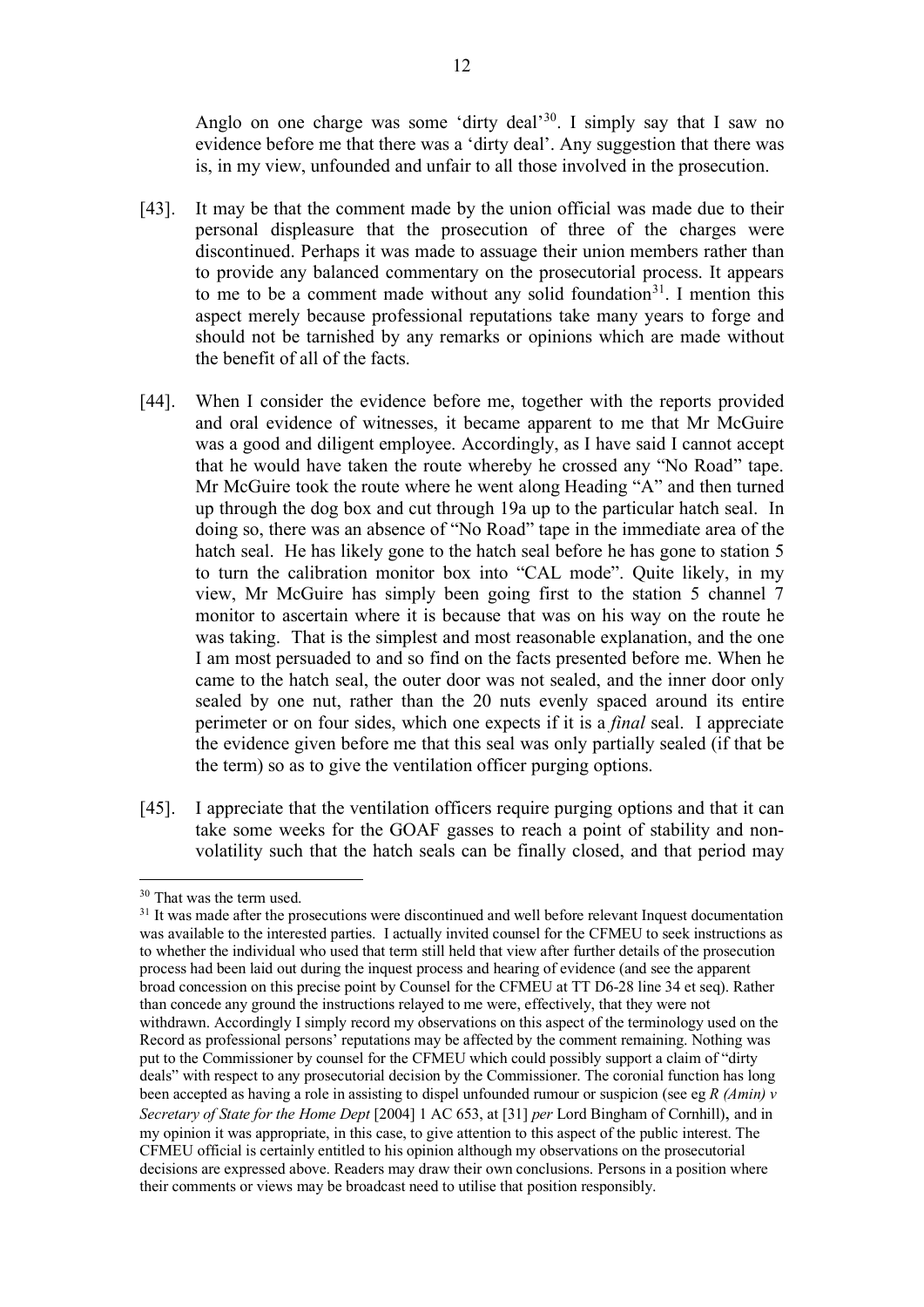Anglo on one charge was some 'dirty deal'[30]. I simply say that I saw no evidence before me that there was a 'dirty deal'. Any suggestion that there was is, in my view, unfounded and unfair to all those involved in the prosecution.

[43]. It may be that the comment made by the union official was made due to their personal displeasure that the prosecution of three of the charges were discontinued. Perhaps it was made to assuage their union members rather than to provide any balanced commentary on the prosecutorial process. It appears to me to be a comment made without any solid foundation[31]. I mention this aspect merely because professional reputations take many years to forge and should not be tarnished by any remarks or opinions which are made without the benefit of all of the facts.

[44]. When I consider the evidence before me, together with the reports provided and oral evidence of witnesses, it became apparent to me that Mr McGuire was a good and diligent employee. Accordingly, as I have said I cannot accept that he would have taken the route whereby he crossed any "No Road" tape. Mr McGuire took the route where he went along Heading "A" and then turned up through the dog box and cut through 19a up to the particular hatch seal. In doing so, there was an absence of "No Road" tape in the immediate area of the hatch seal. He has likely gone to the hatch seal before he has gone to station 5 to turn the calibration monitor box into "CAL mode". Quite likely, in my view, Mr McGuire has simply been going first to the station 5 channel 7 monitor to ascertain where it is because that was on his way on the route he was taking. That is the simplest and most reasonable explanation, and the one I am most persuaded to and so find on the facts presented before me. When he came to the hatch seal, the outer door was not sealed, and the inner door only sealed by one nut, rather than the 20 nuts evenly spaced around its entire perimeter or on four sides, which one expects if it is a *final* seal. I appreciate the evidence given before me that this seal was only partially sealed (if that be the term) so as to give the ventilation officer purging options.

[45]. I appreciate that the ventilation officers require purging options and that it can take some weeks for the GOAF gasses to reach a point of stability and non-volatility such that the hatch seals can be finally closed, and that period may

---

[30] That was the term used.

[31] It was made after the prosecutions were discontinued and well before relevant Inquest documentation was available to the interested parties. I actually invited counsel for the CFMEU to seek instructions as to whether the individual who used that term still held that view after further details of the prosecution process had been laid out during the inquest process and hearing of evidence (and see the apparent broad concession on this precise point by Counsel for the CFMEU at TT D6-28 line 34 et seq). Rather than concede any ground the instructions relayed to me were, effectively, that they were not withdrawn. Accordingly I simply record my observations on this aspect of the terminology used on the Record as professional persons' reputations may be affected by the comment remaining. Nothing was put to the Commissioner by counsel for the CFMEU which could possibly support a claim of "dirty deals" with respect to any prosecutorial decision by the Commissioner. The coronial function has long been accepted as having a role in assisting to dispel unfounded rumour or suspicion (see eg *R (Amin) v Secretary of State for the Home Dept* [2004] 1 AC 653, at [31] *per* Lord Bingham of Cornhill), and in my opinion it was appropriate, in this case, to give attention to this aspect of the public interest. The CFMEU official is certainly entitled to his opinion although my observations on the prosecutorial decisions are expressed above. Readers may draw their own conclusions. Persons in a position where their comments or views may be broadcast need to utilise that position responsibly.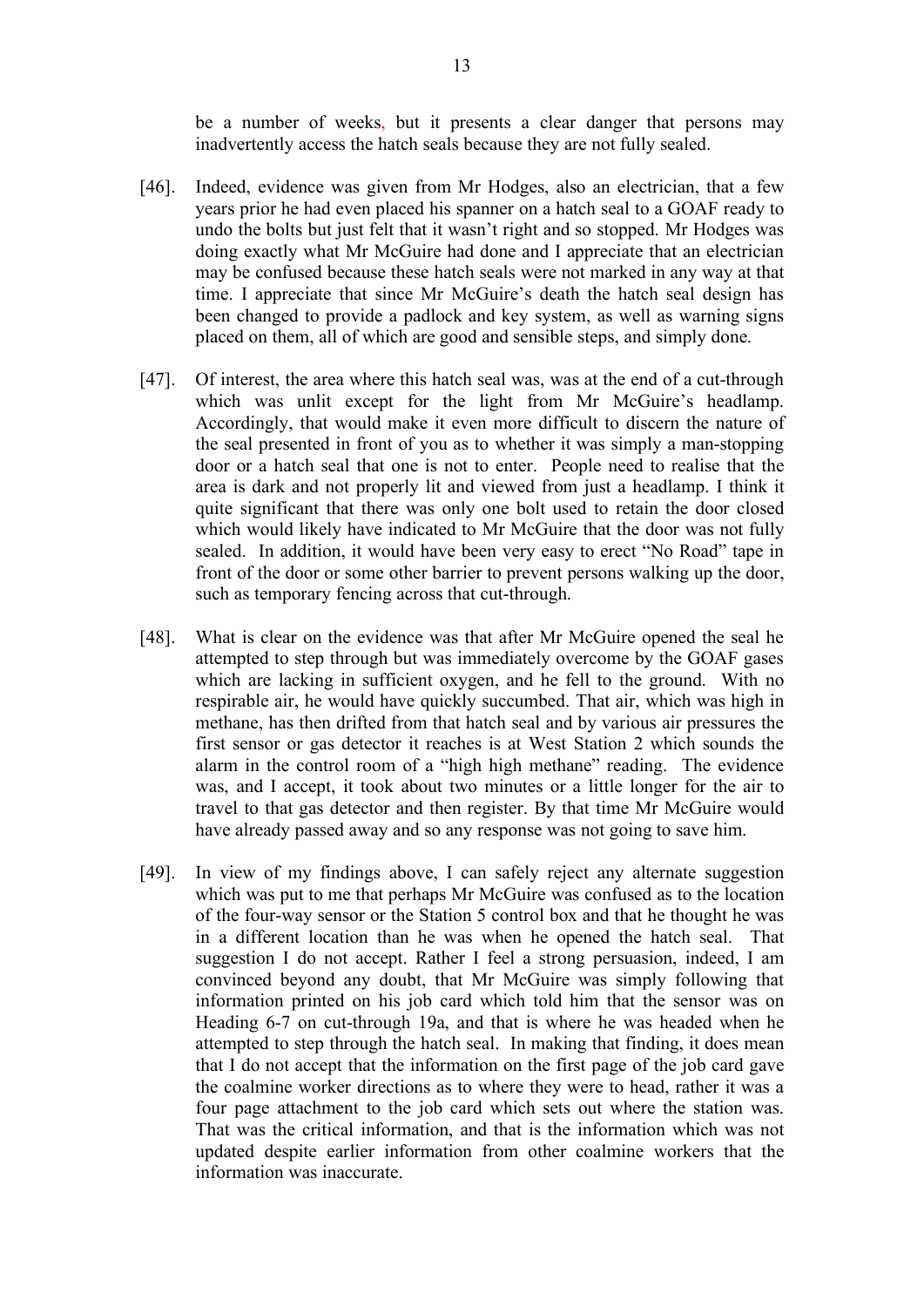be a number of weeks, but it presents a clear danger that persons may inadvertently access the hatch seals because they are not fully sealed.

[46]. Indeed, evidence was given from Mr Hodges, also an electrician, that a few years prior he had even placed his spanner on a hatch seal to a GOAF ready to undo the bolts but just felt that it wasn't right and so stopped. Mr Hodges was doing exactly what Mr McGuire had done and I appreciate that an electrician may be confused because these hatch seals were not marked in any way at that time. I appreciate that since Mr McGuire's death the hatch seal design has been changed to provide a padlock and key system, as well as warning signs placed on them, all of which are good and sensible steps, and simply done.

[47]. Of interest, the area where this hatch seal was, was at the end of a cut-through which was unlit except for the light from Mr McGuire's headlamp. Accordingly, that would make it even more difficult to discern the nature of the seal presented in front of you as to whether it was simply a man-stopping door or a hatch seal that one is not to enter. People need to realise that the area is dark and not properly lit and viewed from just a headlamp. I think it quite significant that there was only one bolt used to retain the door closed which would likely have indicated to Mr McGuire that the door was not fully sealed. In addition, it would have been very easy to erect "No Road" tape in front of the door or some other barrier to prevent persons walking up the door, such as temporary fencing across that cut-through.

[48]. What is clear on the evidence was that after Mr McGuire opened the seal he attempted to step through but was immediately overcome by the GOAF gases which are lacking in sufficient oxygen, and he fell to the ground. With no respirable air, he would have quickly succumbed. That air, which was high in methane, has then drifted from that hatch seal and by various air pressures the first sensor or gas detector it reaches is at West Station 2 which sounds the alarm in the control room of a "high high methane" reading. The evidence was, and I accept, it took about two minutes or a little longer for the air to travel to that gas detector and then register. By that time Mr McGuire would have already passed away and so any response was not going to save him.

[49]. In view of my findings above, I can safely reject any alternate suggestion which was put to me that perhaps Mr McGuire was confused as to the location of the four-way sensor or the Station 5 control box and that he thought he was in a different location than he was when he opened the hatch seal. That suggestion I do not accept. Rather I feel a strong persuasion, indeed, I am convinced beyond any doubt, that Mr McGuire was simply following that information printed on his job card which told him that the sensor was on Heading 6-7 on cut-through 19a, and that is where he was headed when he attempted to step through the hatch seal. In making that finding, it does mean that I do not accept that the information on the first page of the job card gave the coalmine worker directions as to where they were to head, rather it was a four page attachment to the job card which sets out where the station was. That was the critical information, and that is the information which was not updated despite earlier information from other coalmine workers that the information was inaccurate.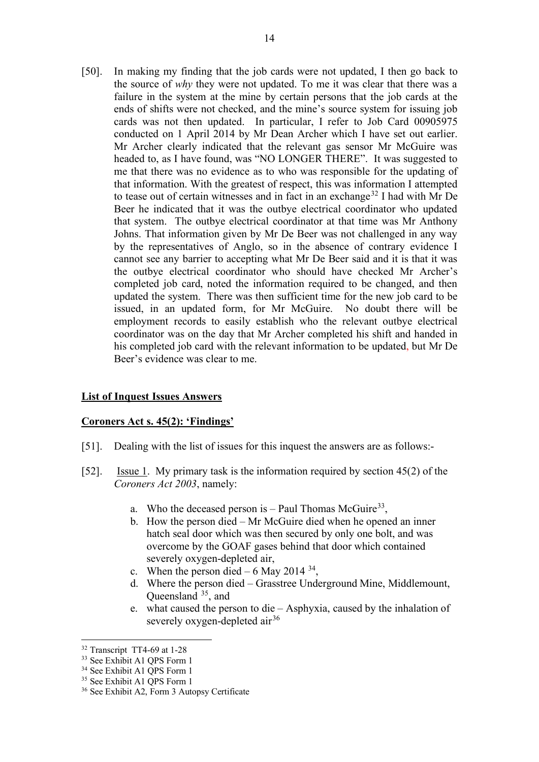[50]. In making my finding that the job cards were not updated, I then go back to the source of *why* they were not updated. To me it was clear that there was a failure in the system at the mine by certain persons that the job cards at the ends of shifts were not checked, and the mine's source system for issuing job cards was not then updated. In particular, I refer to Job Card 00905975 conducted on 1 April 2014 by Mr Dean Archer which I have set out earlier. Mr Archer clearly indicated that the relevant gas sensor Mr McGuire was headed to, as I have found, was "NO LONGER THERE". It was suggested to me that there was no evidence as to who was responsible for the updating of that information. With the greatest of respect, this was information I attempted to tease out of certain witnesses and in fact in an exchange[32] I had with Mr De Beer he indicated that it was the outbye electrical coordinator who updated that system. The outbye electrical coordinator at that time was Mr Anthony Johns. That information given by Mr De Beer was not challenged in any way by the representatives of Anglo, so in the absence of contrary evidence I cannot see any barrier to accepting what Mr De Beer said and it is that it was the outbye electrical coordinator who should have checked Mr Archer's completed job card, noted the information required to be changed, and then updated the system. There was then sufficient time for the new job card to be issued, in an updated form, for Mr McGuire. No doubt there will be employment records to easily establish who the relevant outbye electrical coordinator was on the day that Mr Archer completed his shift and handed in his completed job card with the relevant information to be updated, but Mr De Beer's evidence was clear to me.

## List of Inquest Issues Answers

## Coroners Act s. 45(2): 'Findings'

[51]. Dealing with the list of issues for this inquest the answers are as follows:-

[52]. Issue 1. My primary task is the information required by section 45(2) of the *Coroners Act 2003*, namely:

a. Who the deceased person is – Paul Thomas McGuire[33],
b. How the person died – Mr McGuire died when he opened an inner hatch seal door which was then secured by only one bolt, and was overcome by the GOAF gases behind that door which contained severely oxygen-depleted air,
c. When the person died – 6 May 2014 [34],
d. Where the person died – Grasstree Underground Mine, Middlemount, Queensland [35], and
e. what caused the person to die – Asphyxia, caused by the inhalation of severely oxygen-depleted air[36]

---

[32] Transcript TT4-69 at 1-28
[33] See Exhibit A1 QPS Form 1
[34] See Exhibit A1 QPS Form 1
[35] See Exhibit A1 QPS Form 1
[36] See Exhibit A2, Form 3 Autopsy Certificate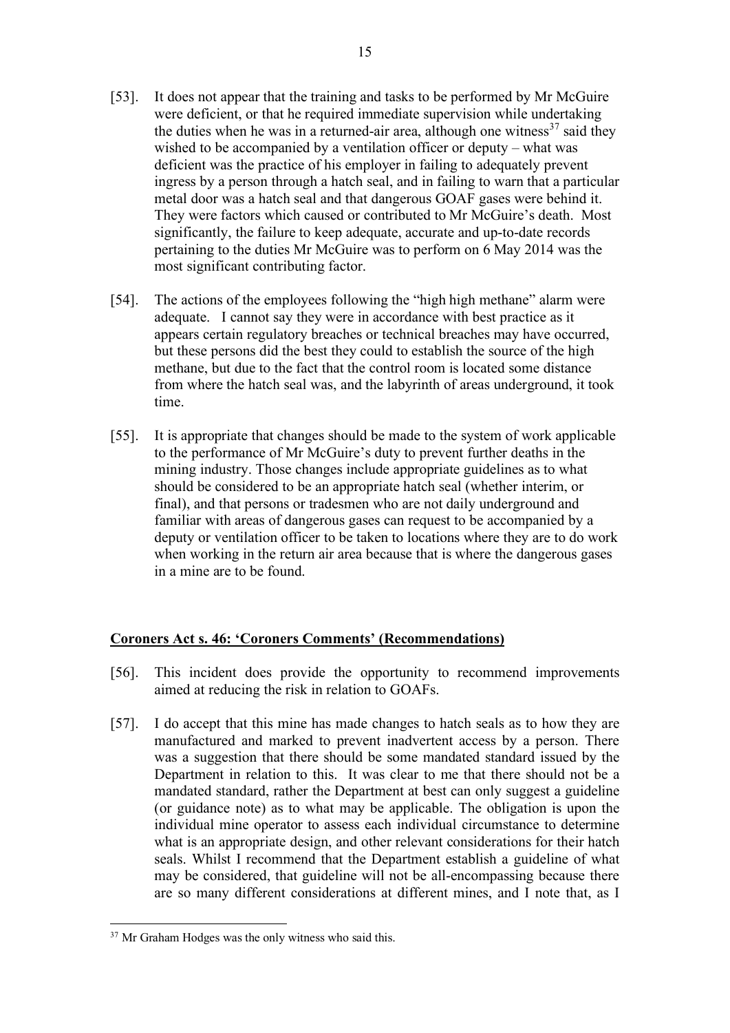[53]. It does not appear that the training and tasks to be performed by Mr McGuire were deficient, or that he required immediate supervision while undertaking the duties when he was in a returned-air area, although one witness[37] said they wished to be accompanied by a ventilation officer or deputy – what was deficient was the practice of his employer in failing to adequately prevent ingress by a person through a hatch seal, and in failing to warn that a particular metal door was a hatch seal and that dangerous GOAF gases were behind it. They were factors which caused or contributed to Mr McGuire's death. Most significantly, the failure to keep adequate, accurate and up-to-date records pertaining to the duties Mr McGuire was to perform on 6 May 2014 was the most significant contributing factor.

[54]. The actions of the employees following the "high high methane" alarm were adequate. I cannot say they were in accordance with best practice as it appears certain regulatory breaches or technical breaches may have occurred, but these persons did the best they could to establish the source of the high methane, but due to the fact that the control room is located some distance from where the hatch seal was, and the labyrinth of areas underground, it took time.

[55]. It is appropriate that changes should be made to the system of work applicable to the performance of Mr McGuire's duty to prevent further deaths in the mining industry. Those changes include appropriate guidelines as to what should be considered to be an appropriate hatch seal (whether interim, or final), and that persons or tradesmen who are not daily underground and familiar with areas of dangerous gases can request to be accompanied by a deputy or ventilation officer to be taken to locations where they are to do work when working in the return air area because that is where the dangerous gases in a mine are to be found.

## **Coroners Act s. 46: 'Coroners Comments' (Recommendations)**

[56]. This incident does provide the opportunity to recommend improvements aimed at reducing the risk in relation to GOAFs.

[57]. I do accept that this mine has made changes to hatch seals as to how they are manufactured and marked to prevent inadvertent access by a person. There was a suggestion that there should be some mandated standard issued by the Department in relation to this. It was clear to me that there should not be a mandated standard, rather the Department at best can only suggest a guideline (or guidance note) as to what may be applicable. The obligation is upon the individual mine operator to assess each individual circumstance to determine what is an appropriate design, and other relevant considerations for their hatch seals. Whilst I recommend that the Department establish a guideline of what may be considered, that guideline will not be all-encompassing because there are so many different considerations at different mines, and I note that, as I

[37] Mr Graham Hodges was the only witness who said this.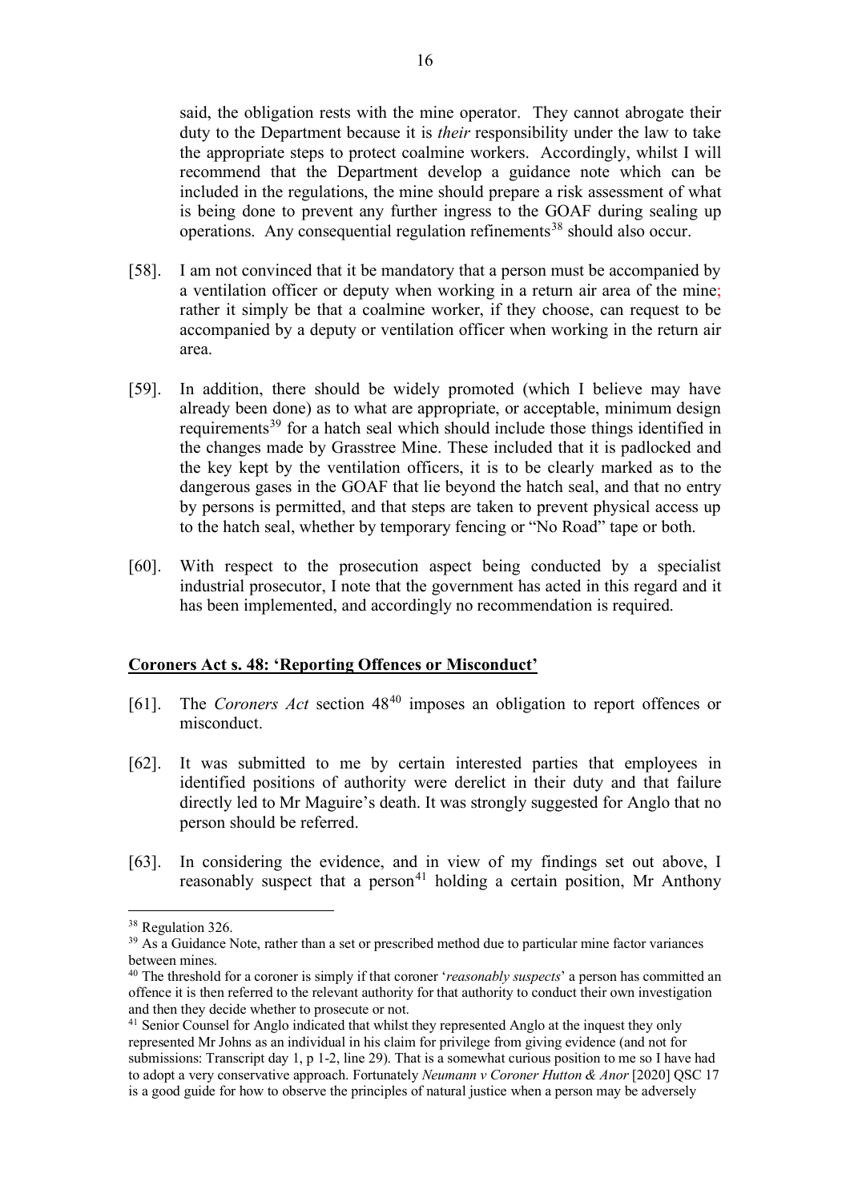said, the obligation rests with the mine operator. They cannot abrogate their duty to the Department because it is *their* responsibility under the law to take the appropriate steps to protect coalmine workers. Accordingly, whilst I will recommend that the Department develop a guidance note which can be included in the regulations, the mine should prepare a risk assessment of what is being done to prevent any further ingress to the GOAF during sealing up operations. Any consequential regulation refinements[38] should also occur.

[58]. I am not convinced that it be mandatory that a person must be accompanied by a ventilation officer or deputy when working in a return air area of the mine; rather it simply be that a coalmine worker, if they choose, can request to be accompanied by a deputy or ventilation officer when working in the return air area.

[59]. In addition, there should be widely promoted (which I believe may have already been done) as to what are appropriate, or acceptable, minimum design requirements[39] for a hatch seal which should include those things identified in the changes made by Grasstree Mine. These included that it is padlocked and the key kept by the ventilation officers, it is to be clearly marked as to the dangerous gases in the GOAF that lie beyond the hatch seal, and that no entry by persons is permitted, and that steps are taken to prevent physical access up to the hatch seal, whether by temporary fencing or "No Road" tape or both.

[60]. With respect to the prosecution aspect being conducted by a specialist industrial prosecutor, I note that the government has acted in this regard and it has been implemented, and accordingly no recommendation is required.

## Coroners Act s. 48: 'Reporting Offences or Misconduct'

[61]. The *Coroners Act* section 48[40] imposes an obligation to report offences or misconduct.

[62]. It was submitted to me by certain interested parties that employees in identified positions of authority were derelict in their duty and that failure directly led to Mr Maguire's death. It was strongly suggested for Anglo that no person should be referred.

[63]. In considering the evidence, and in view of my findings set out above, I reasonably suspect that a person[41] holding a certain position, Mr Anthony

---

[38] Regulation 326.

[39] As a Guidance Note, rather than a set or prescribed method due to particular mine factor variances between mines.

[40] The threshold for a coroner is simply if that coroner '*reasonably suspects*' a person has committed an offence it is then referred to the relevant authority for that authority to conduct their own investigation and then they decide whether to prosecute or not.

[41] Senior Counsel for Anglo indicated that whilst they represented Anglo at the inquest they only represented Mr Johns as an individual in his claim for privilege from giving evidence (and not for submissions: Transcript day 1, p 1-2, line 29). That is a somewhat curious position to me so I have had to adopt a very conservative approach. Fortunately *Neumann v Coroner Hutton & Anor* [2020] QSC 17 is a good guide for how to observe the principles of natural justice when a person may be adversely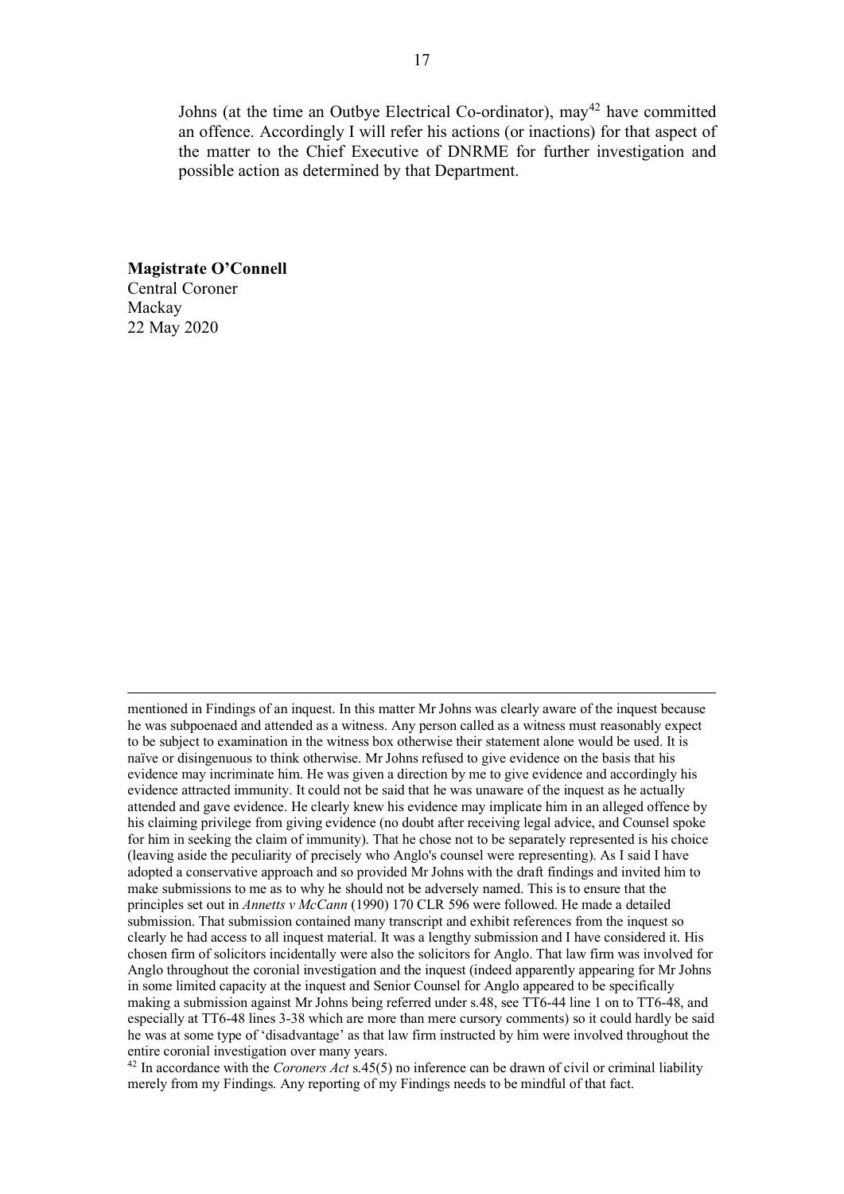Johns (at the time an Outbye Electrical Co-ordinator), may[42] have committed an offence. Accordingly I will refer his actions (or inactions) for that aspect of the matter to the Chief Executive of DNRME for further investigation and possible action as determined by that Department.

**Magistrate O'Connell**
Central Coroner
Mackay
22 May 2020

---

mentioned in Findings of an inquest. In this matter Mr Johns was clearly aware of the inquest because he was subpoenaed and attended as a witness. Any person called as a witness must reasonably expect to be subject to examination in the witness box otherwise their statement alone would be used. It is naïve or disingenuous to think otherwise. Mr Johns refused to give evidence on the basis that his evidence may incriminate him. He was given a direction by me to give evidence and accordingly his evidence attracted immunity. It could not be said that he was unaware of the inquest as he actually attended and gave evidence. He clearly knew his evidence may implicate him in an alleged offence by his claiming privilege from giving evidence (no doubt after receiving legal advice, and Counsel spoke for him in seeking the claim of immunity). That he chose not to be separately represented is his choice (leaving aside the peculiarity of precisely who Anglo's counsel were representing). As I said I have adopted a conservative approach and so provided Mr Johns with the draft findings and invited him to make submissions to me as to why he should not be adversely named. This is to ensure that the principles set out in *Annetts v McCann* (1990) 170 CLR 596 were followed. He made a detailed submission. That submission contained many transcript and exhibit references from the inquest so clearly he had access to all inquest material. It was a lengthy submission and I have considered it. His chosen firm of solicitors incidentally were also the solicitors for Anglo. That law firm was involved for Anglo throughout the coronial investigation and the inquest (indeed apparently appearing for Mr Johns in some limited capacity at the inquest and Senior Counsel for Anglo appeared to be specifically making a submission against Mr Johns being referred under s.48, see TT6-44 line 1 on to TT6-48, and especially at TT6-48 lines 3-38 which are more than mere cursory comments) so it could hardly be said he was at some type of 'disadvantage' as that law firm instructed by him were involved throughout the entire coronial investigation over many years.

[42] In accordance with the *Coroners Act* s.45(5) no inference can be drawn of civil or criminal liability merely from my Findings. Any reporting of my Findings needs to be mindful of that fact.